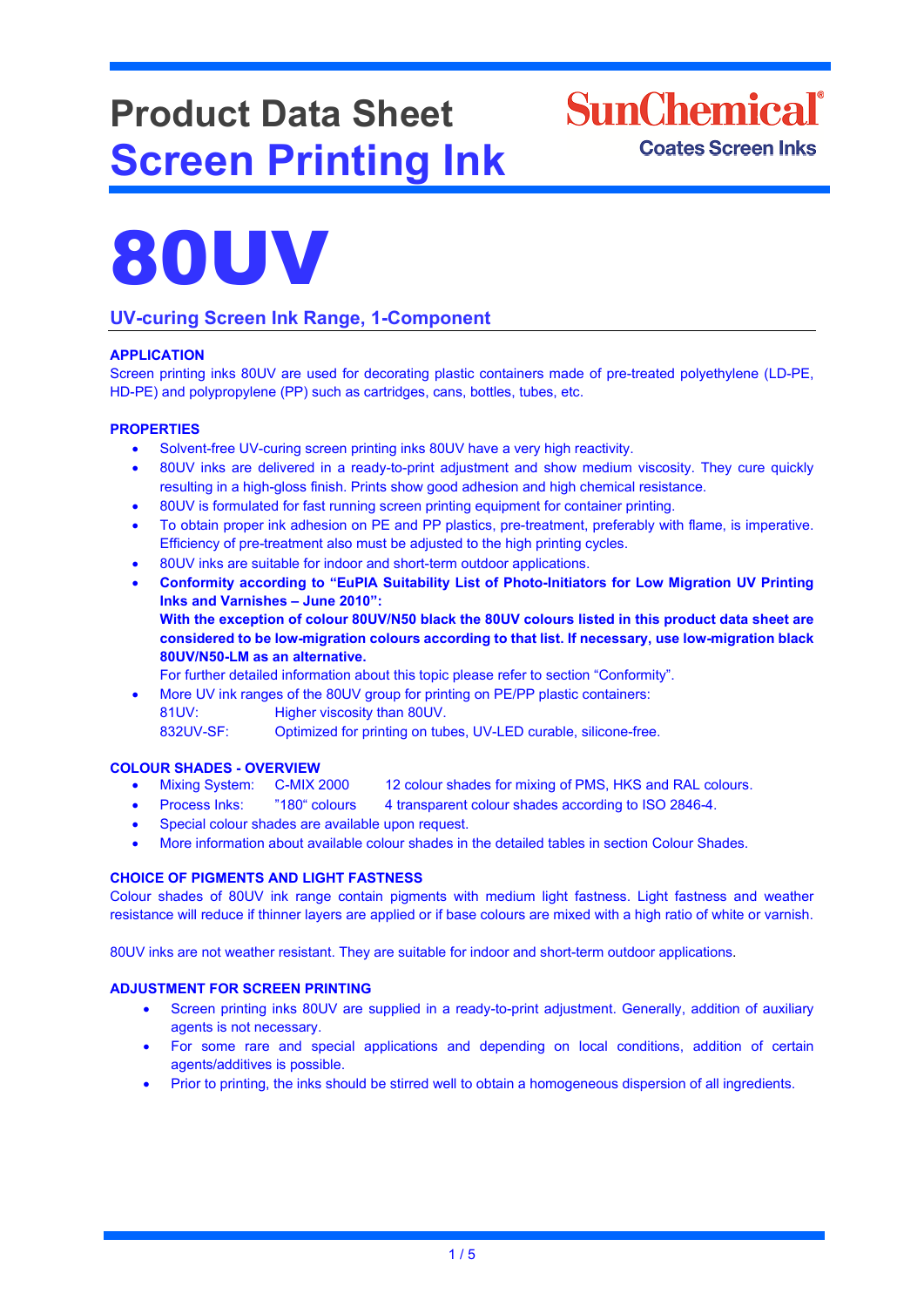# Product Data Sheet
# Screen Printing Ink

SunChemical®
Coates Screen Inks

# 80UV

## UV-curing Screen Ink Range, 1-Component

### APPLICATION

Screen printing inks 80UV are used for decorating plastic containers made of pre-treated polyethylene (LD-PE, HD-PE) and polypropylene (PP) such as cartridges, cans, bottles, tubes, etc.

### PROPERTIES

- Solvent-free UV-curing screen printing inks 80UV have a very high reactivity.
- 80UV inks are delivered in a ready-to-print adjustment and show medium viscosity. They cure quickly resulting in a high-gloss finish. Prints show good adhesion and high chemical resistance.
- 80UV is formulated for fast running screen printing equipment for container printing.
- To obtain proper ink adhesion on PE and PP plastics, pre-treatment, preferably with flame, is imperative. Efficiency of pre-treatment also must be adjusted to the high printing cycles.
- 80UV inks are suitable for indoor and short-term outdoor applications.
- **Conformity according to "EuPIA Suitability List of Photo-Initiators for Low Migration UV Printing Inks and Varnishes – June 2010":**
  **With the exception of colour 80UV/N50 black the 80UV colours listed in this product data sheet are considered to be low-migration colours according to that list. If necessary, use low-migration black 80UV/N50-LM as an alternative.**
  For further detailed information about this topic please refer to section "Conformity".
- More UV ink ranges of the 80UV group for printing on PE/PP plastic containers:
  81UV: Higher viscosity than 80UV.
  832UV-SF: Optimized for printing on tubes, UV-LED curable, silicone-free.

### COLOUR SHADES - OVERVIEW

- Mixing System: C-MIX 2000 12 colour shades for mixing of PMS, HKS and RAL colours.
- Process Inks: "180" colours 4 transparent colour shades according to ISO 2846-4.
- Special colour shades are available upon request.
- More information about available colour shades in the detailed tables in section Colour Shades.

### CHOICE OF PIGMENTS AND LIGHT FASTNESS

Colour shades of 80UV ink range contain pigments with medium light fastness. Light fastness and weather resistance will reduce if thinner layers are applied or if base colours are mixed with a high ratio of white or varnish.

80UV inks are not weather resistant. They are suitable for indoor and short-term outdoor applications.

### ADJUSTMENT FOR SCREEN PRINTING

- Screen printing inks 80UV are supplied in a ready-to-print adjustment. Generally, addition of auxiliary agents is not necessary.
- For some rare and special applications and depending on local conditions, addition of certain agents/additives is possible.
- Prior to printing, the inks should be stirred well to obtain a homogeneous dispersion of all ingredients.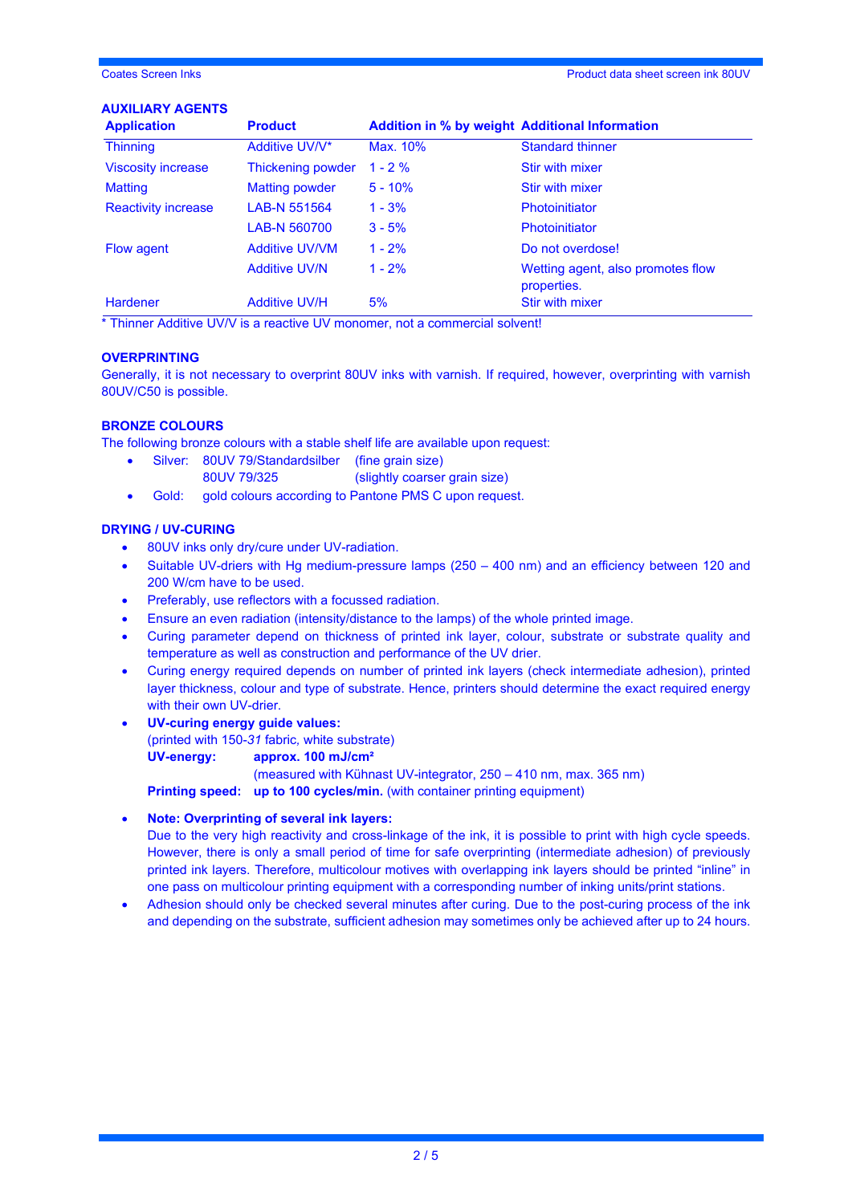## AUXILIARY AGENTS

| Application | Product | Addition in % by weight | Additional Information |
|---|---|---|---|
| Thinning | Additive UV/V* | Max. 10% | Standard thinner |
| Viscosity increase | Thickening powder | 1 - 2 % | Stir with mixer |
| Matting | Matting powder | 5 - 10% | Stir with mixer |
| Reactivity increase | LAB-N 551564 | 1 - 3% | Photoinitiator |
| | LAB-N 560700 | 3 - 5% | Photoinitiator |
| Flow agent | Additive UV/VM | 1 - 2% | Do not overdose! |
| | Additive UV/N | 1 - 2% | Wetting agent, also promotes flow properties. |
| Hardener | Additive UV/H | 5% | Stir with mixer |

* Thinner Additive UV/V is a reactive UV monomer, not a commercial solvent!

## OVERPRINTING

Generally, it is not necessary to overprint 80UV inks with varnish. If required, however, overprinting with varnish 80UV/C50 is possible.

## BRONZE COLOURS

The following bronze colours with a stable shelf life are available upon request:

- Silver: 80UV 79/Standardsilber (fine grain size)
  80UV 79/325 (slightly coarser grain size)
- Gold: gold colours according to Pantone PMS C upon request.

## DRYING / UV-CURING

- 80UV inks only dry/cure under UV-radiation.
- Suitable UV-driers with Hg medium-pressure lamps (250 – 400 nm) and an efficiency between 120 and 200 W/cm have to be used.
- Preferably, use reflectors with a focussed radiation.
- Ensure an even radiation (intensity/distance to the lamps) of the whole printed image.
- Curing parameter depend on thickness of printed ink layer, colour, substrate or substrate quality and temperature as well as construction and performance of the UV drier.
- Curing energy required depends on number of printed ink layers (check intermediate adhesion), printed layer thickness, colour and type of substrate. Hence, printers should determine the exact required energy with their own UV-drier.
- **UV-curing energy guide values:**
  (printed with 150-*31* fabric, white substrate)
  **UV-energy:** **approx. 100 mJ/cm²**
  (measured with Kühnast UV-integrator, 250 – 410 nm, max. 365 nm)
  **Printing speed:** **up to 100 cycles/min.** (with container printing equipment)
- **Note: Overprinting of several ink layers:**
  Due to the very high reactivity and cross-linkage of the ink, it is possible to print with high cycle speeds. However, there is only a small period of time for safe overprinting (intermediate adhesion) of previously printed ink layers. Therefore, multicolour motives with overlapping ink layers should be printed "inline" in one pass on multicolour printing equipment with a corresponding number of inking units/print stations.
- Adhesion should only be checked several minutes after curing. Due to the post-curing process of the ink and depending on the substrate, sufficient adhesion may sometimes only be achieved after up to 24 hours.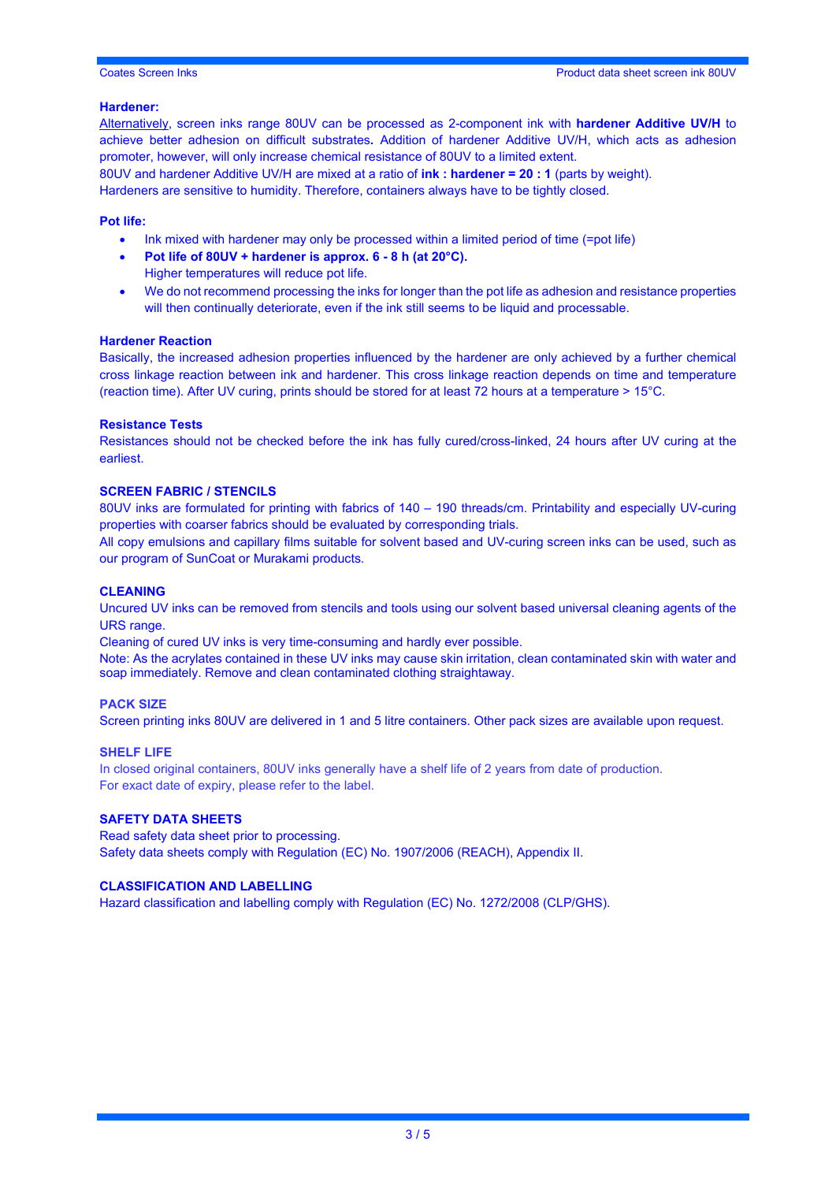**Hardener:**

Alternatively, screen inks range 80UV can be processed as 2-component ink with **hardener Additive UV/H** to achieve better adhesion on difficult substrates**.** Addition of hardener Additive UV/H, which acts as adhesion promoter, however, will only increase chemical resistance of 80UV to a limited extent.

80UV and hardener Additive UV/H are mixed at a ratio of **ink : hardener = 20 : 1** (parts by weight).

Hardeners are sensitive to humidity. Therefore, containers always have to be tightly closed.

**Pot life:**

- Ink mixed with hardener may only be processed within a limited period of time (=pot life)
- **Pot life of 80UV + hardener is approx. 6 - 8 h (at 20°C).**
  Higher temperatures will reduce pot life.
- We do not recommend processing the inks for longer than the pot life as adhesion and resistance properties will then continually deteriorate, even if the ink still seems to be liquid and processable.

**Hardener Reaction**

Basically, the increased adhesion properties influenced by the hardener are only achieved by a further chemical cross linkage reaction between ink and hardener. This cross linkage reaction depends on time and temperature (reaction time). After UV curing, prints should be stored for at least 72 hours at a temperature > 15°C.

**Resistance Tests**

Resistances should not be checked before the ink has fully cured/cross-linked, 24 hours after UV curing at the earliest.

## SCREEN FABRIC / STENCILS

80UV inks are formulated for printing with fabrics of 140 – 190 threads/cm. Printability and especially UV-curing properties with coarser fabrics should be evaluated by corresponding trials.

All copy emulsions and capillary films suitable for solvent based and UV-curing screen inks can be used, such as our program of SunCoat or Murakami products.

## CLEANING

Uncured UV inks can be removed from stencils and tools using our solvent based universal cleaning agents of the URS range.

Cleaning of cured UV inks is very time-consuming and hardly ever possible.

Note: As the acrylates contained in these UV inks may cause skin irritation, clean contaminated skin with water and soap immediately. Remove and clean contaminated clothing straightaway.

## PACK SIZE

Screen printing inks 80UV are delivered in 1 and 5 litre containers. Other pack sizes are available upon request.

## SHELF LIFE

In closed original containers, 80UV inks generally have a shelf life of 2 years from date of production.
For exact date of expiry, please refer to the label.

## SAFETY DATA SHEETS

Read safety data sheet prior to processing.
Safety data sheets comply with Regulation (EC) No. 1907/2006 (REACH), Appendix II.

## CLASSIFICATION AND LABELLING

Hazard classification and labelling comply with Regulation (EC) No. 1272/2008 (CLP/GHS).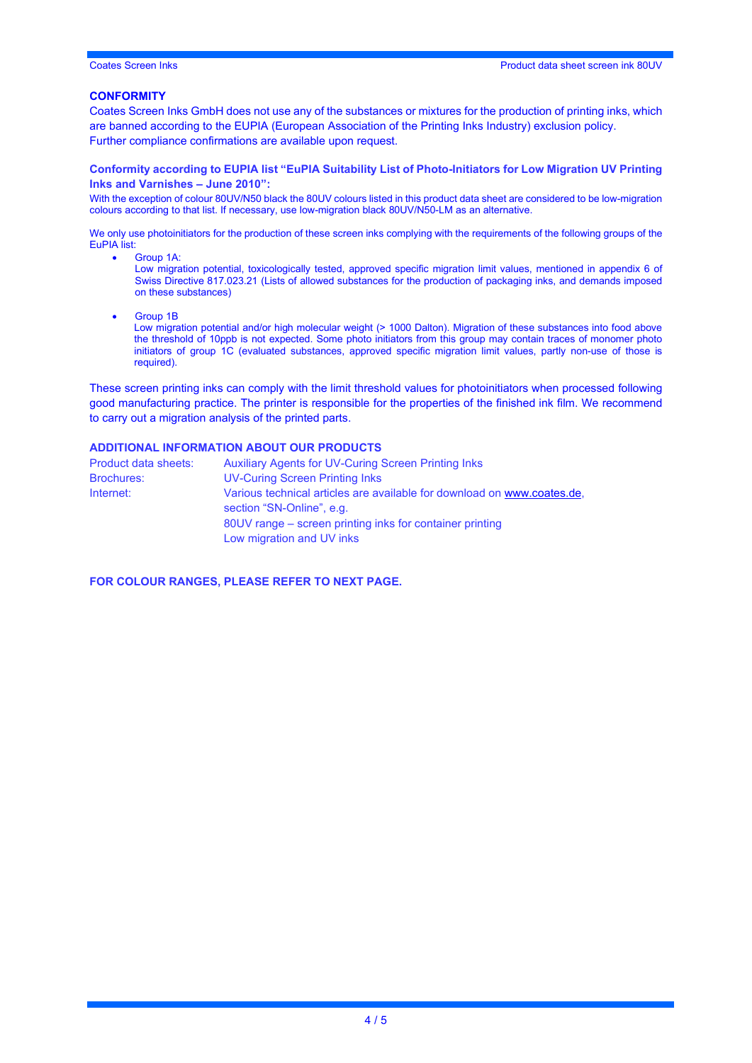## CONFORMITY

Coates Screen Inks GmbH does not use any of the substances or mixtures for the production of printing inks, which are banned according to the EUPIA (European Association of the Printing Inks Industry) exclusion policy.
Further compliance confirmations are available upon request.

### Conformity according to EUPIA list "EuPIA Suitability List of Photo-Initiators for Low Migration UV Printing Inks and Varnishes – June 2010":

With the exception of colour 80UV/N50 black the 80UV colours listed in this product data sheet are considered to be low-migration colours according to that list. If necessary, use low-migration black 80UV/N50-LM as an alternative.

We only use photoinitiators for the production of these screen inks complying with the requirements of the following groups of the EuPIA list:

- Group 1A:
  Low migration potential, toxicologically tested, approved specific migration limit values, mentioned in appendix 6 of Swiss Directive 817.023.21 (Lists of allowed substances for the production of packaging inks, and demands imposed on these substances)

- Group 1B
  Low migration potential and/or high molecular weight (> 1000 Dalton). Migration of these substances into food above the threshold of 10ppb is not expected. Some photo initiators from this group may contain traces of monomer photo initiators of group 1C (evaluated substances, approved specific migration limit values, partly non-use of those is required).

These screen printing inks can comply with the limit threshold values for photoinitiators when processed following good manufacturing practice. The printer is responsible for the properties of the finished ink film. We recommend to carry out a migration analysis of the printed parts.

## ADDITIONAL INFORMATION ABOUT OUR PRODUCTS

| | |
|---|---|
| Product data sheets: | Auxiliary Agents for UV-Curing Screen Printing Inks |
| Brochures: | UV-Curing Screen Printing Inks |
| Internet: | Various technical articles are available for download on www.coates.de, section "SN-Online", e.g. |
| | 80UV range – screen printing inks for container printing |
| | Low migration and UV inks |

**FOR COLOUR RANGES, PLEASE REFER TO NEXT PAGE.**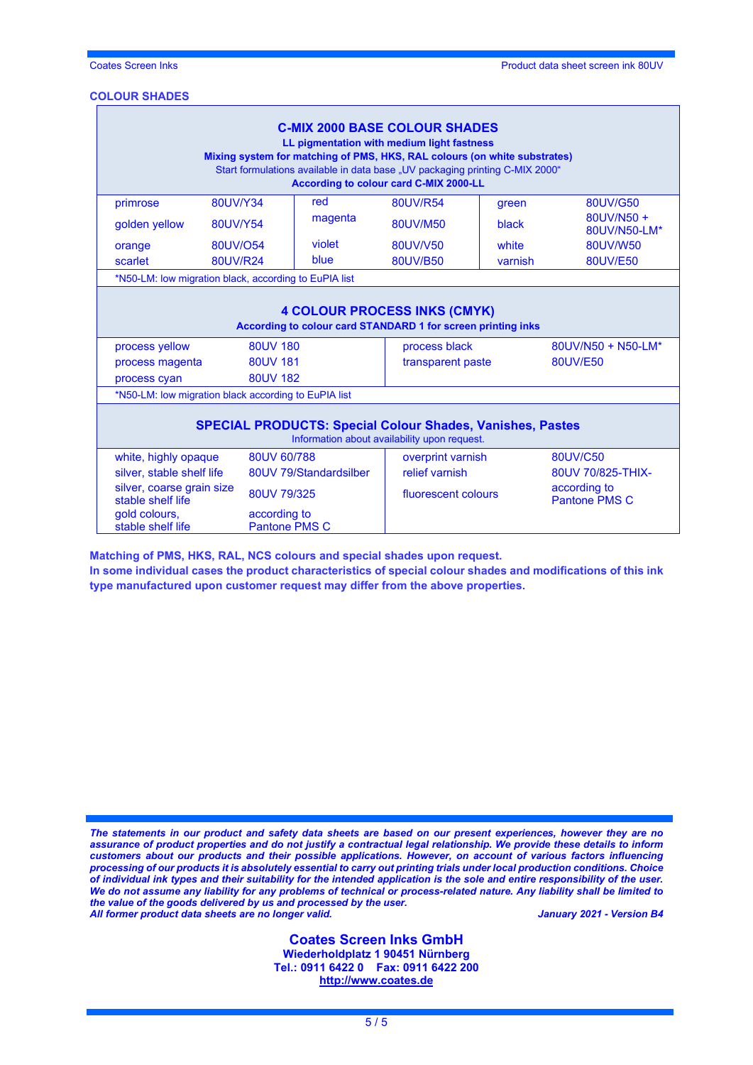## COLOUR SHADES

### C-MIX 2000 BASE COLOUR SHADES

**LL pigmentation with medium light fastness**
**Mixing system for matching of PMS, HKS, RAL colours (on white substrates)**
Start formulations available in data base „UV packaging printing C-MIX 2000“
**According to colour card C-MIX 2000-LL**

| | | | | | |
|---|---|---|---|---|---|
| primrose | 80UV/Y34 | red | 80UV/R54 | green | 80UV/G50 |
| golden yellow | 80UV/Y54 | magenta | 80UV/M50 | black | 80UV/N50 + 80UV/N50-LM* |
| orange | 80UV/O54 | violet | 80UV/V50 | white | 80UV/W50 |
| scarlet | 80UV/R24 | blue | 80UV/B50 | varnish | 80UV/E50 |

*N50-LM: low migration black, according to EuPIA list

### 4 COLOUR PROCESS INKS (CMYK)

**According to colour card STANDARD 1 for screen printing inks**

| | | | |
|---|---|---|---|
| process yellow | 80UV 180 | process black | 80UV/N50 + N50-LM* |
| process magenta | 80UV 181 | transparent paste | 80UV/E50 |
| process cyan | 80UV 182 | | |

*N50-LM: low migration black according to EuPIA list

### SPECIAL PRODUCTS: Special Colour Shades, Vanishes, Pastes

Information about availability upon request.

| | | | |
|---|---|---|---|
| white, highly opaque | 80UV 60/788 | overprint varnish | 80UV/C50 |
| silver, stable shelf life | 80UV 79/Standardsilber | relief varnish | 80UV 70/825-THIX- |
| silver, coarse grain size stable shelf life | 80UV 79/325 | fluorescent colours | according to Pantone PMS C |
| gold colours, stable shelf life | according to Pantone PMS C | | |

**Matching of PMS, HKS, RAL, NCS colours and special shades upon request.**
**In some individual cases the product characteristics of special colour shades and modifications of this ink type manufactured upon customer request may differ from the above properties.**

***The statements in our product and safety data sheets are based on our present experiences, however they are no assurance of product properties and do not justify a contractual legal relationship. We provide these details to inform customers about our products and their possible applications. However, on account of various factors influencing processing of our products it is absolutely essential to carry out printing trials under local production conditions. Choice of individual ink types and their suitability for the intended application is the sole and entire responsibility of the user. We do not assume any liability for any problems of technical or process-related nature. Any liability shall be limited to the value of the goods delivered by us and processed by the user.***
***All former product data sheets are no longer valid.*** ***January 2021 - Version B4***

**Coates Screen Inks GmbH**
**Wiederholdplatz 1 90451 Nürnberg**
**Tel.: 0911 6422 0 Fax: 0911 6422 200**
**http://www.coates.de**